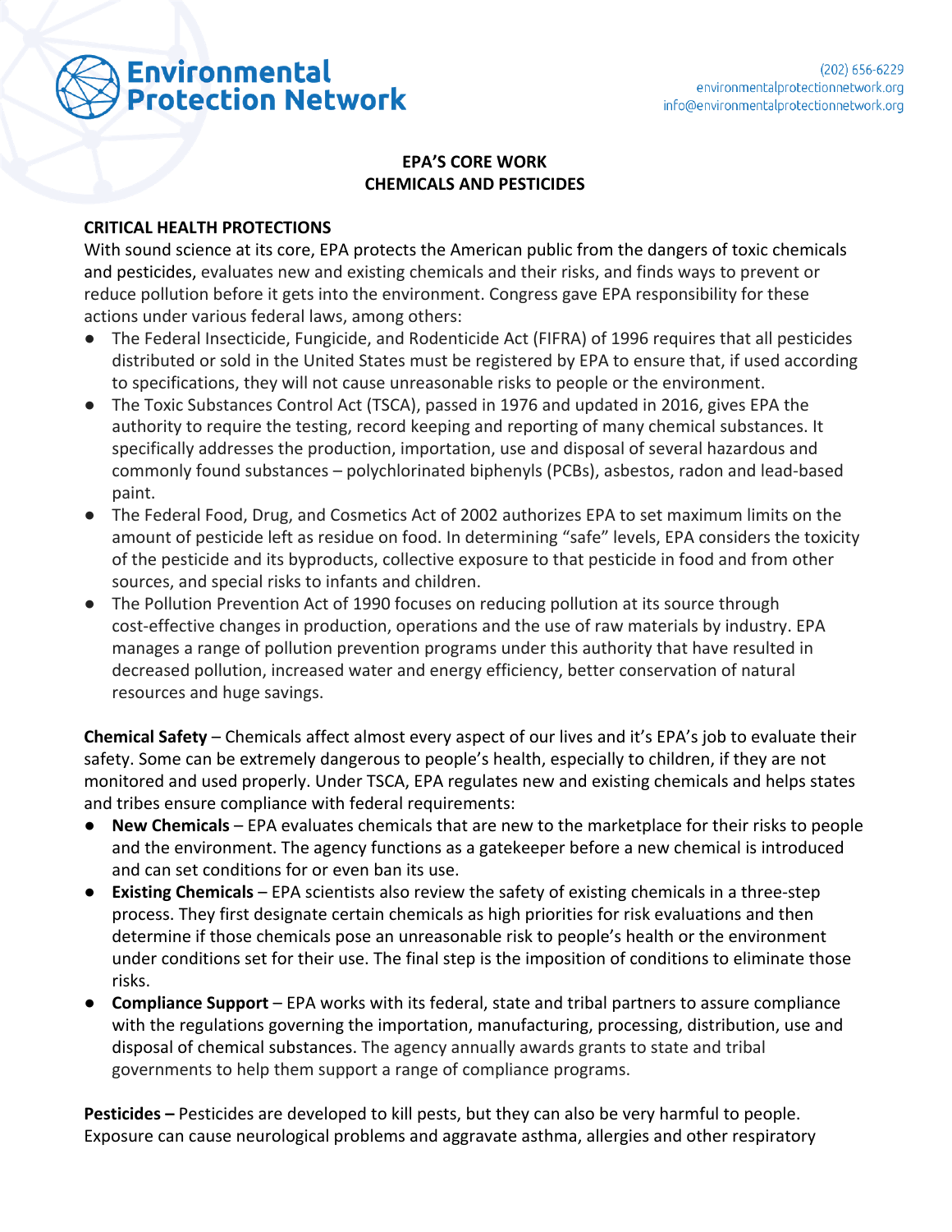# Environmental Protection Network

(202) 656-6229
environmentalprotectionnetwork.org
info@environmentalprotectionnetwork.org

## EPA'S CORE WORK
## CHEMICALS AND PESTICIDES

### CRITICAL HEALTH PROTECTIONS

With sound science at its core, EPA protects the American public from the dangers of toxic chemicals and pesticides, evaluates new and existing chemicals and their risks, and finds ways to prevent or reduce pollution before it gets into the environment. Congress gave EPA responsibility for these actions under various federal laws, among others:

- The Federal Insecticide, Fungicide, and Rodenticide Act (FIFRA) of 1996 requires that all pesticides distributed or sold in the United States must be registered by EPA to ensure that, if used according to specifications, they will not cause unreasonable risks to people or the environment.
- The Toxic Substances Control Act (TSCA), passed in 1976 and updated in 2016, gives EPA the authority to require the testing, record keeping and reporting of many chemical substances. It specifically addresses the production, importation, use and disposal of several hazardous and commonly found substances – polychlorinated biphenyls (PCBs), asbestos, radon and lead-based paint.
- The Federal Food, Drug, and Cosmetics Act of 2002 authorizes EPA to set maximum limits on the amount of pesticide left as residue on food. In determining "safe" levels, EPA considers the toxicity of the pesticide and its byproducts, collective exposure to that pesticide in food and from other sources, and special risks to infants and children.
- The Pollution Prevention Act of 1990 focuses on reducing pollution at its source through cost-effective changes in production, operations and the use of raw materials by industry. EPA manages a range of pollution prevention programs under this authority that have resulted in decreased pollution, increased water and energy efficiency, better conservation of natural resources and huge savings.

**Chemical Safety** – Chemicals affect almost every aspect of our lives and it's EPA's job to evaluate their safety. Some can be extremely dangerous to people's health, especially to children, if they are not monitored and used properly. Under TSCA, EPA regulates new and existing chemicals and helps states and tribes ensure compliance with federal requirements:

- **New Chemicals** – EPA evaluates chemicals that are new to the marketplace for their risks to people and the environment. The agency functions as a gatekeeper before a new chemical is introduced and can set conditions for or even ban its use.
- **Existing Chemicals** – EPA scientists also review the safety of existing chemicals in a three-step process. They first designate certain chemicals as high priorities for risk evaluations and then determine if those chemicals pose an unreasonable risk to people's health or the environment under conditions set for their use. The final step is the imposition of conditions to eliminate those risks.
- **Compliance Support** – EPA works with its federal, state and tribal partners to assure compliance with the regulations governing the importation, manufacturing, processing, distribution, use and disposal of chemical substances. The agency annually awards grants to state and tribal governments to help them support a range of compliance programs.

**Pesticides –** Pesticides are developed to kill pests, but they can also be very harmful to people. Exposure can cause neurological problems and aggravate asthma, allergies and other respiratory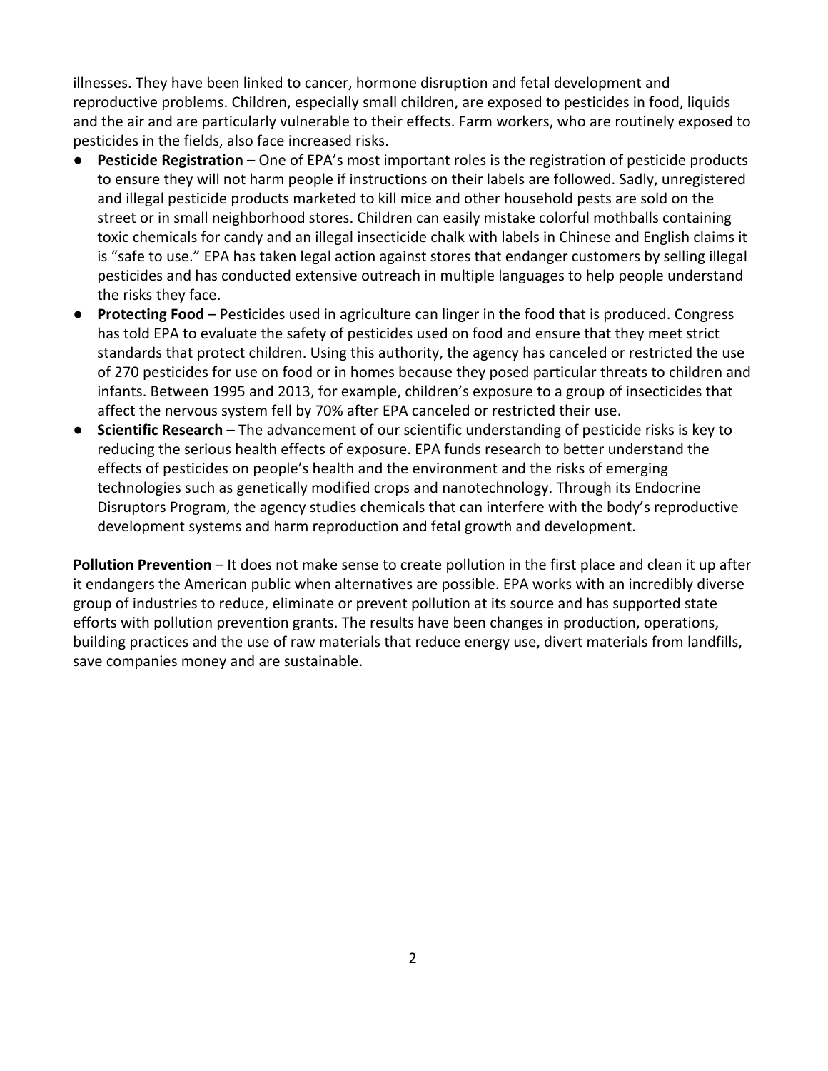illnesses. They have been linked to cancer, hormone disruption and fetal development and reproductive problems. Children, especially small children, are exposed to pesticides in food, liquids and the air and are particularly vulnerable to their effects. Farm workers, who are routinely exposed to pesticides in the fields, also face increased risks.

- **Pesticide Registration** – One of EPA's most important roles is the registration of pesticide products to ensure they will not harm people if instructions on their labels are followed. Sadly, unregistered and illegal pesticide products marketed to kill mice and other household pests are sold on the street or in small neighborhood stores. Children can easily mistake colorful mothballs containing toxic chemicals for candy and an illegal insecticide chalk with labels in Chinese and English claims it is "safe to use." EPA has taken legal action against stores that endanger customers by selling illegal pesticides and has conducted extensive outreach in multiple languages to help people understand the risks they face.
- **Protecting Food** – Pesticides used in agriculture can linger in the food that is produced. Congress has told EPA to evaluate the safety of pesticides used on food and ensure that they meet strict standards that protect children. Using this authority, the agency has canceled or restricted the use of 270 pesticides for use on food or in homes because they posed particular threats to children and infants. Between 1995 and 2013, for example, children's exposure to a group of insecticides that affect the nervous system fell by 70% after EPA canceled or restricted their use.
- **Scientific Research** – The advancement of our scientific understanding of pesticide risks is key to reducing the serious health effects of exposure. EPA funds research to better understand the effects of pesticides on people's health and the environment and the risks of emerging technologies such as genetically modified crops and nanotechnology. Through its Endocrine Disruptors Program, the agency studies chemicals that can interfere with the body's reproductive development systems and harm reproduction and fetal growth and development.

**Pollution Prevention** – It does not make sense to create pollution in the first place and clean it up after it endangers the American public when alternatives are possible. EPA works with an incredibly diverse group of industries to reduce, eliminate or prevent pollution at its source and has supported state efforts with pollution prevention grants. The results have been changes in production, operations, building practices and the use of raw materials that reduce energy use, divert materials from landfills, save companies money and are sustainable.